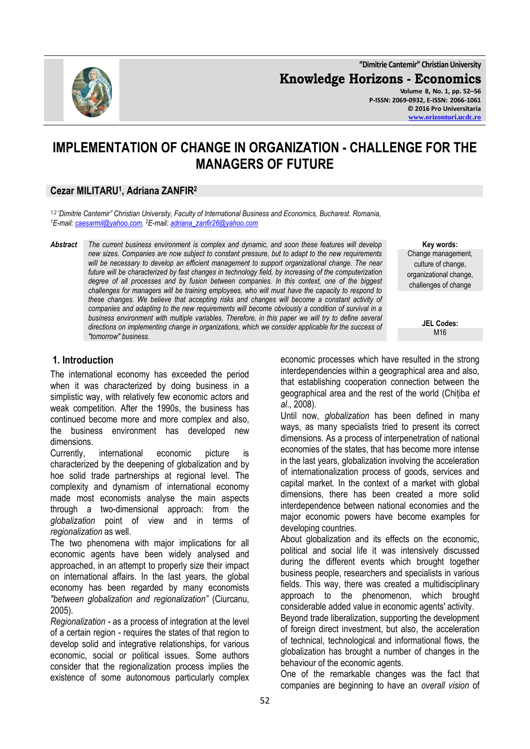# IMPLEMENTATION OF CHANGE IN ORGANIZATION - CHALLENGE FOR THE MANAGERS OF FUTURE

**Cezar MILITARU[1], Adriana ZANFIR[2]**

*[1,2]"Dimitrie Cantemir" Christian University, Faculty of International Business and Economics, Bucharest. Romania,*
*[1]E-mail: caesarmil@yahoo.com, [2]E-mail: adriana_zanfir26@yahoo.com*

**Abstract** *The current business environment is complex and dynamic, and soon these features will develop new sizes. Companies are now subject to constant pressure, but to adapt to the new requirements will be necessary to develop an efficient management to support organizational change. The near future will be characterized by fast changes in technology field, by increasing of the computerization degree of all processes and by fusion between companies. In this context, one of the biggest challenges for managers will be training employees, who will must have the capacity to respond to these changes. We believe that accepting risks and changes will become a constant activity of companies and adapting to the new requirements will become obviously a condition of survival in a business environment with multiple variables. Therefore, in this paper we will try to define several directions on implementing change in organizations, which we consider applicable for the success of "tomorrow" business.*

**Key words:** Change management, culture of change, organizational change, challenges of change

**JEL Codes:** M16

## 1. Introduction

The international economy has exceeded the period when it was characterized by doing business in a simplistic way, with relatively few economic actors and weak competition. After the 1990s, the business has continued become more and more complex and also, the business environment has developed new dimensions.

Currently, international economic picture is characterized by the deepening of globalization and by hoe solid trade partnerships at regional level. The complexity and dynamism of international economy made most economists analyse the main aspects through a two-dimensional approach: from the *globalization* point of view and in terms of *regionalization* as well.

The two phenomena with major implications for all economic agents have been widely analysed and approached, in an attempt to properly size their impact on international affairs. In the last years, the global economy has been regarded by many economists *"between globalization and regionalization"* (Ciurcanu, 2005).

*Regionalization* - as a process of integration at the level of a certain region - requires the states of that region to develop solid and integrative relationships, for various economic, social or political issues. Some authors consider that the regionalization process implies the existence of some autonomous particularly complex economic processes which have resulted in the strong interdependencies within a geographical area and also, that establishing cooperation connection between the geographical area and the rest of the world (Chițiba *et al*., 2008).

Until now, *globalization* has been defined in many ways, as many specialists tried to present its correct dimensions. As a process of interpenetration of national economies of the states, that has become more intense in the last years, globalization involving the acceleration of internationalization process of goods, services and capital market. In the context of a market with global dimensions, there has been created a more solid interdependence between national economies and the major economic powers have become examples for developing countries.

About globalization and its effects on the economic, political and social life it was intensively discussed during the different events which brought together business people, researchers and specialists in various fields. This way, there was created a multidisciplinary approach to the phenomenon, which brought considerable added value in economic agents' activity.

Beyond trade liberalization, supporting the development of foreign direct investment, but also, the acceleration of technical, technological and informational flows, the globalization has brought a number of changes in the behaviour of the economic agents.

One of the remarkable changes was the fact that companies are beginning to have an *overall vision* of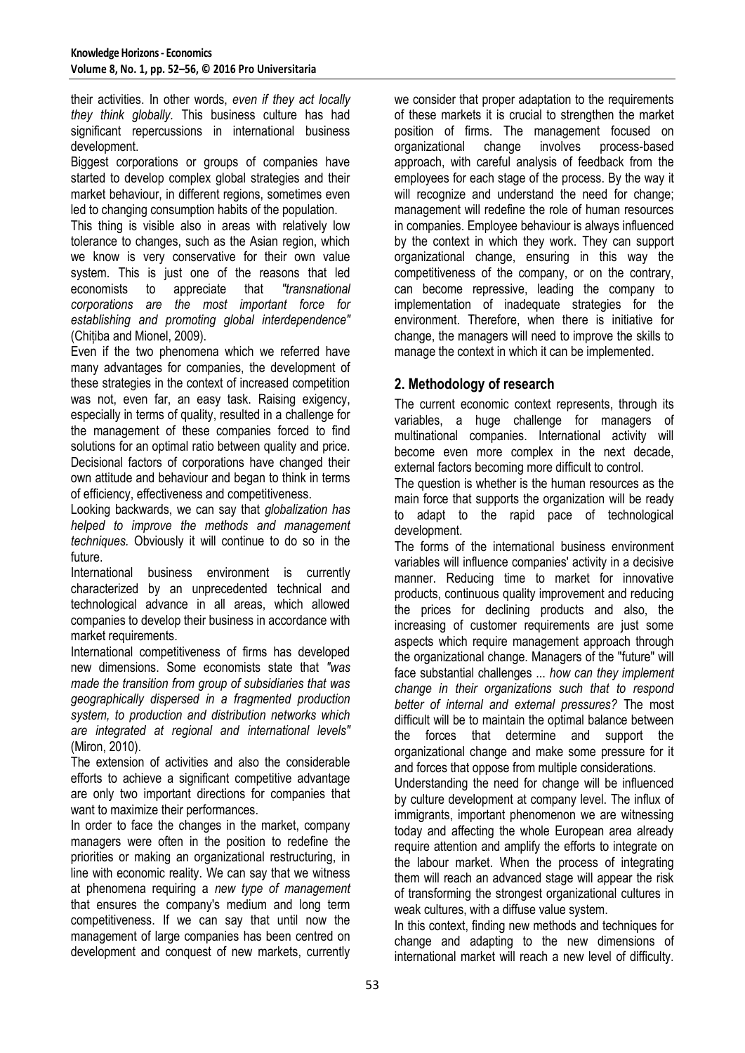their activities. In other words, *even if they act locally they think globally.* This business culture has had significant repercussions in international business development.

Biggest corporations or groups of companies have started to develop complex global strategies and their market behaviour, in different regions, sometimes even led to changing consumption habits of the population.

This thing is visible also in areas with relatively low tolerance to changes, such as the Asian region, which we know is very conservative for their own value system. This is just one of the reasons that led economists to appreciate that *"transnational corporations are the most important force for establishing and promoting global interdependence"* (Chițiba and Mionel, 2009).

Even if the two phenomena which we referred have many advantages for companies, the development of these strategies in the context of increased competition was not, even far, an easy task. Raising exigency, especially in terms of quality, resulted in a challenge for the management of these companies forced to find solutions for an optimal ratio between quality and price. Decisional factors of corporations have changed their own attitude and behaviour and began to think in terms of efficiency, effectiveness and competitiveness.

Looking backwards, we can say that *globalization has helped to improve the methods and management techniques.* Obviously it will continue to do so in the future.

International business environment is currently characterized by an unprecedented technical and technological advance in all areas, which allowed companies to develop their business in accordance with market requirements.

International competitiveness of firms has developed new dimensions. Some economists state that *"was made the transition from group of subsidiaries that was geographically dispersed in a fragmented production system, to production and distribution networks which are integrated at regional and international levels"* (Miron, 2010).

The extension of activities and also the considerable efforts to achieve a significant competitive advantage are only two important directions for companies that want to maximize their performances.

In order to face the changes in the market, company managers were often in the position to redefine the priorities or making an organizational restructuring, in line with economic reality. We can say that we witness at phenomena requiring a *new type of management* that ensures the company's medium and long term competitiveness. If we can say that until now the management of large companies has been centred on development and conquest of new markets, currently we consider that proper adaptation to the requirements of these markets it is crucial to strengthen the market position of firms. The management focused on organizational change involves process-based approach, with careful analysis of feedback from the employees for each stage of the process. By the way it will recognize and understand the need for change; management will redefine the role of human resources in companies. Employee behaviour is always influenced by the context in which they work. They can support organizational change, ensuring in this way the competitiveness of the company, or on the contrary, can become repressive, leading the company to implementation of inadequate strategies for the environment. Therefore, when there is initiative for change, the managers will need to improve the skills to manage the context in which it can be implemented.

## 2. Methodology of research

The current economic context represents, through its variables, a huge challenge for managers of multinational companies. International activity will become even more complex in the next decade, external factors becoming more difficult to control.

The question is whether is the human resources as the main force that supports the organization will be ready to adapt to the rapid pace of technological development.

The forms of the international business environment variables will influence companies' activity in a decisive manner. Reducing time to market for innovative products, continuous quality improvement and reducing the prices for declining products and also, the increasing of customer requirements are just some aspects which require management approach through the organizational change. Managers of the "future" will face substantial challenges ... *how can they implement change in their organizations such that to respond better of internal and external pressures?* The most difficult will be to maintain the optimal balance between the forces that determine and support the organizational change and make some pressure for it and forces that oppose from multiple considerations.

Understanding the need for change will be influenced by culture development at company level. The influx of immigrants, important phenomenon we are witnessing today and affecting the whole European area already require attention and amplify the efforts to integrate on the labour market. When the process of integrating them will reach an advanced stage will appear the risk of transforming the strongest organizational cultures in weak cultures, with a diffuse value system.

In this context, finding new methods and techniques for change and adapting to the new dimensions of international market will reach a new level of difficulty.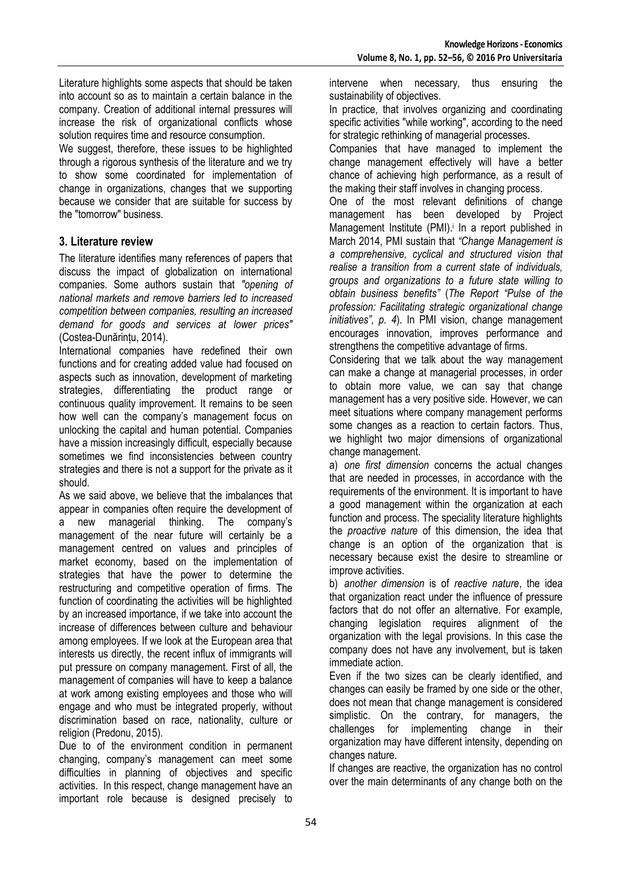Literature highlights some aspects that should be taken into account so as to maintain a certain balance in the company. Creation of additional internal pressures will increase the risk of organizational conflicts whose solution requires time and resource consumption.

We suggest, therefore, these issues to be highlighted through a rigorous synthesis of the literature and we try to show some coordinated for implementation of change in organizations, changes that we supporting because we consider that are suitable for success by the "tomorrow" business.

## 3. Literature review

The literature identifies many references of papers that discuss the impact of globalization on international companies. Some authors sustain that *"opening of national markets and remove barriers led to increased competition between companies, resulting an increased demand for goods and services at lower prices"* (Costea-Dunărințu, 2014).

International companies have redefined their own functions and for creating added value had focused on aspects such as innovation, development of marketing strategies, differentiating the product range or continuous quality improvement. It remains to be seen how well can the company's management focus on unlocking the capital and human potential. Companies have a mission increasingly difficult, especially because sometimes we find inconsistencies between country strategies and there is not a support for the private as it should.

As we said above, we believe that the imbalances that appear in companies often require the development of a new managerial thinking. The company's management of the near future will certainly be a management centred on values and principles of market economy, based on the implementation of strategies that have the power to determine the restructuring and competitive operation of firms. The function of coordinating the activities will be highlighted by an increased importance, if we take into account the increase of differences between culture and behaviour among employees. If we look at the European area that interests us directly, the recent influx of immigrants will put pressure on company management. First of all, the management of companies will have to keep a balance at work among existing employees and those who will engage and who must be integrated properly, without discrimination based on race, nationality, culture or religion (Predonu, 2015).

Due to of the environment condition in permanent changing, company's management can meet some difficulties in planning of objectives and specific activities. In this respect, change management have an important role because is designed precisely to intervene when necessary, thus ensuring the sustainability of objectives.

In practice, that involves organizing and coordinating specific activities "while working", according to the need for strategic rethinking of managerial processes.

Companies that have managed to implement the change management effectively will have a better chance of achieving high performance, as a result of the making their staff involves in changing process.

One of the most relevant definitions of change management has been developed by Project Management Institute (PMI).[i] In a report published in March 2014, PMI sustain that *"Change Management is a comprehensive, cyclical and structured vision that realise a transition from a current state of individuals, groups and organizations to a future state willing to obtain business benefits"* (*The Report "Pulse of the profession: Facilitating strategic organizational change initiatives", p. 4*). In PMI vision, change management encourages innovation, improves performance and strengthens the competitive advantage of firms.

Considering that we talk about the way management can make a change at managerial processes, in order to obtain more value, we can say that change management has a very positive side. However, we can meet situations where company management performs some changes as a reaction to certain factors. Thus, we highlight two major dimensions of organizational change management.

a) *one first dimension* concerns the actual changes that are needed in processes, in accordance with the requirements of the environment. It is important to have a good management within the organization at each function and process. The speciality literature highlights the *proactive nature* of this dimension, the idea that change is an option of the organization that is necessary because exist the desire to streamline or improve activities.

b) *another dimension* is of *reactive nature*, the idea that organization react under the influence of pressure factors that do not offer an alternative. For example, changing legislation requires alignment of the organization with the legal provisions. In this case the company does not have any involvement, but is taken immediate action.

Even if the two sizes can be clearly identified, and changes can easily be framed by one side or the other, does not mean that change management is considered simplistic. On the contrary, for managers, the challenges for implementing change in their organization may have different intensity, depending on changes nature.

If changes are reactive, the organization has no control over the main determinants of any change both on the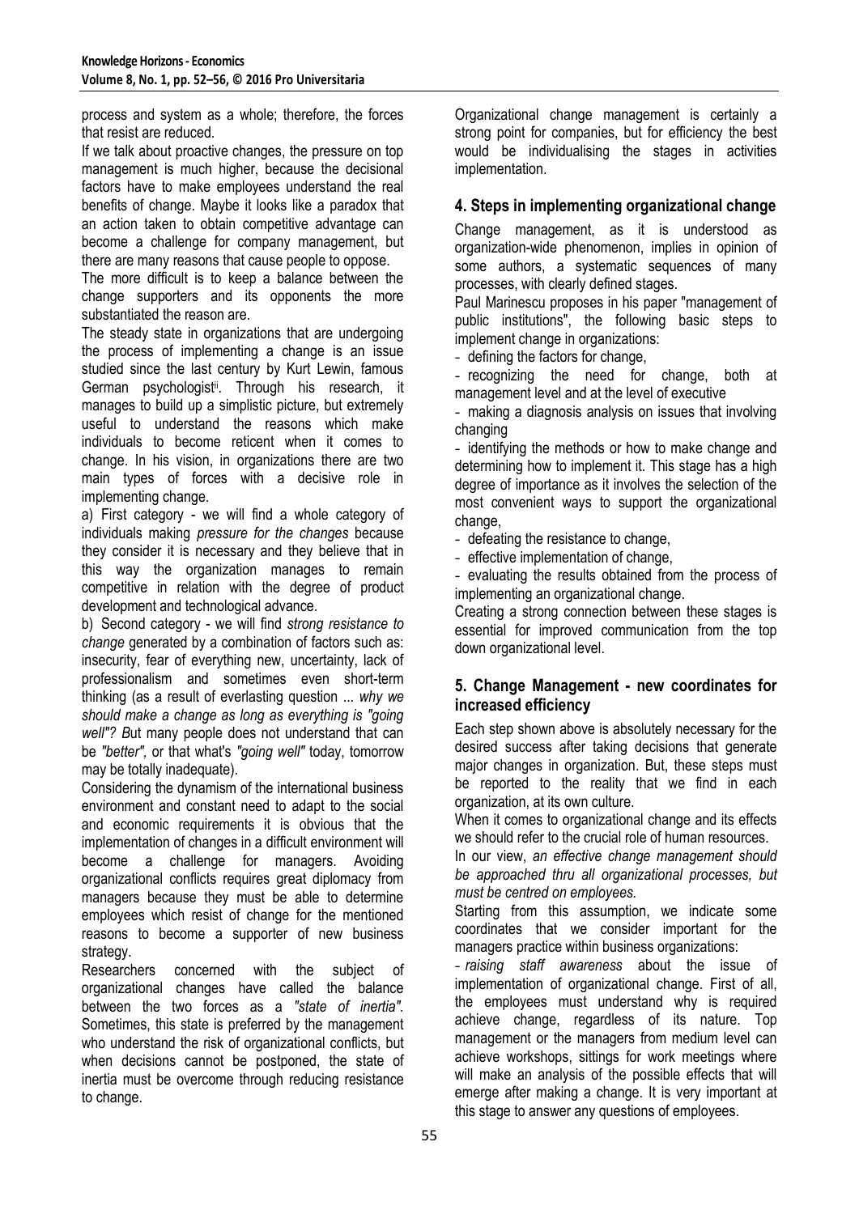process and system as a whole; therefore, the forces that resist are reduced.

If we talk about proactive changes, the pressure on top management is much higher, because the decisional factors have to make employees understand the real benefits of change. Maybe it looks like a paradox that an action taken to obtain competitive advantage can become a challenge for company management, but there are many reasons that cause people to oppose.

The more difficult is to keep a balance between the change supporters and its opponents the more substantiated the reason are.

The steady state in organizations that are undergoing the process of implementing a change is an issue studied since the last century by Kurt Lewin, famous German psychologist[ii]. Through his research, it manages to build up a simplistic picture, but extremely useful to understand the reasons which make individuals to become reticent when it comes to change. In his vision, in organizations there are two main types of forces with a decisive role in implementing change.

a) First category - we will find a whole category of individuals making *pressure for the changes* because they consider it is necessary and they believe that in this way the organization manages to remain competitive in relation with the degree of product development and technological advance.

b) Second category - we will find *strong resistance to change* generated by a combination of factors such as: insecurity, fear of everything new, uncertainty, lack of professionalism and sometimes even short-term thinking (as a result of everlasting question ... *why we should make a change as long as everything is "going well"? B*ut many people does not understand that can be *"better"*, or that what's *"going well"* today, tomorrow may be totally inadequate).

Considering the dynamism of the international business environment and constant need to adapt to the social and economic requirements it is obvious that the implementation of changes in a difficult environment will become a challenge for managers. Avoiding organizational conflicts requires great diplomacy from managers because they must be able to determine employees which resist of change for the mentioned reasons to become a supporter of new business strategy.

Researchers concerned with the subject of organizational changes have called the balance between the two forces as a *"state of inertia"*. Sometimes, this state is preferred by the management who understand the risk of organizational conflicts, but when decisions cannot be postponed, the state of inertia must be overcome through reducing resistance to change.

Organizational change management is certainly a strong point for companies, but for efficiency the best would be individualising the stages in activities implementation.

## 4. Steps in implementing organizational change

Change management, as it is understood as organization-wide phenomenon, implies in opinion of some authors, a systematic sequences of many processes, with clearly defined stages.

Paul Marinescu proposes in his paper "management of public institutions", the following basic steps to implement change in organizations:

- defining the factors for change,
- recognizing the need for change, both at management level and at the level of executive
- making a diagnosis analysis on issues that involving changing
- identifying the methods or how to make change and determining how to implement it. This stage has a high degree of importance as it involves the selection of the most convenient ways to support the organizational change,
- defeating the resistance to change,
- effective implementation of change,
- evaluating the results obtained from the process of implementing an organizational change.

Creating a strong connection between these stages is essential for improved communication from the top down organizational level.

## 5. Change Management - new coordinates for increased efficiency

Each step shown above is absolutely necessary for the desired success after taking decisions that generate major changes in organization. But, these steps must be reported to the reality that we find in each organization, at its own culture.

When it comes to organizational change and its effects we should refer to the crucial role of human resources.

In our view, *an effective change management should be approached thru all organizational processes, but must be centred on employees.*

Starting from this assumption, we indicate some coordinates that we consider important for the managers practice within business organizations:

- *raising staff awareness* about the issue of implementation of organizational change. First of all, the employees must understand why is required achieve change, regardless of its nature. Top management or the managers from medium level can achieve workshops, sittings for work meetings where will make an analysis of the possible effects that will emerge after making a change. It is very important at this stage to answer any questions of employees.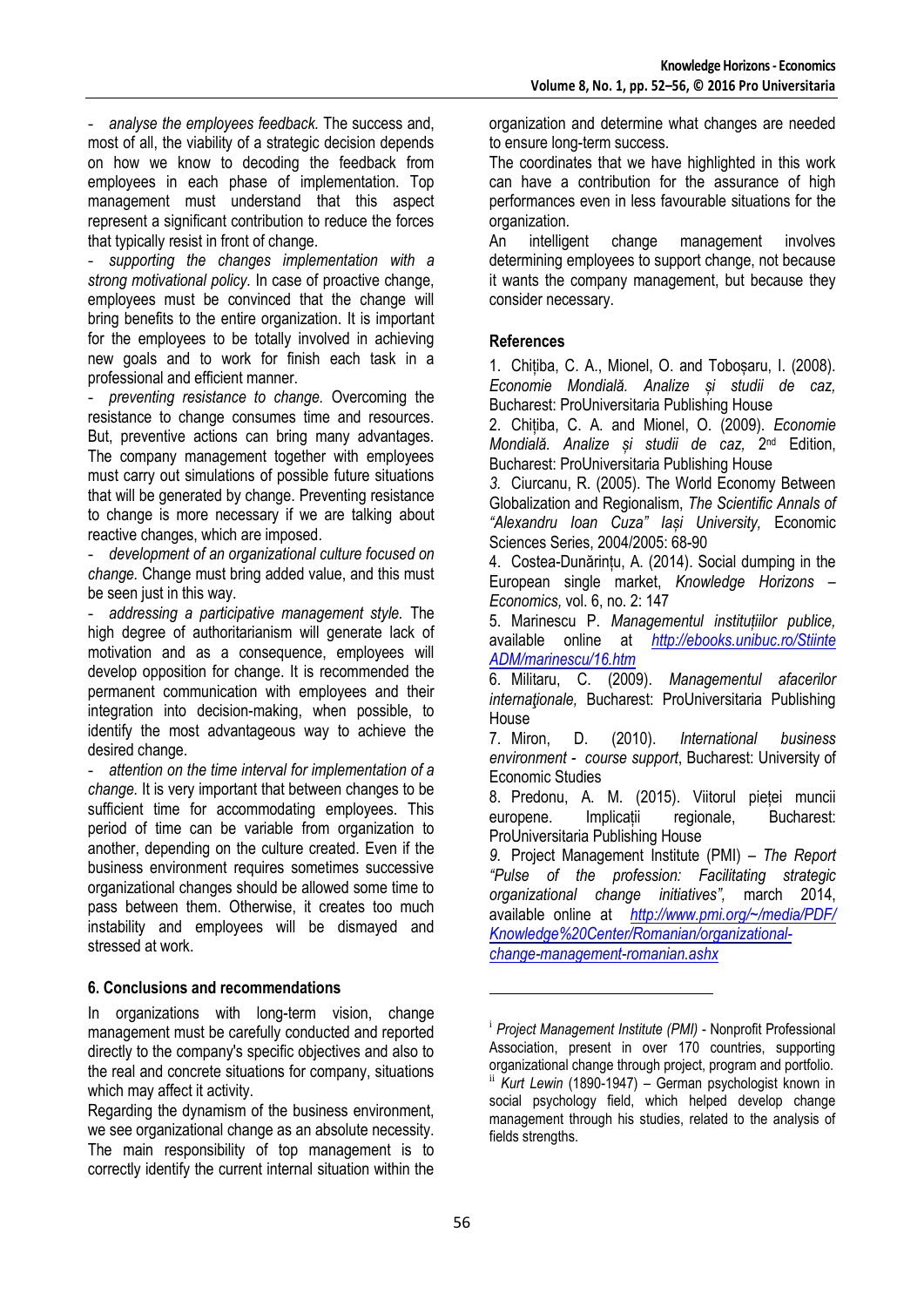- *analyse the employees feedback.* The success and, most of all, the viability of a strategic decision depends on how we know to decoding the feedback from employees in each phase of implementation. Top management must understand that this aspect represent a significant contribution to reduce the forces that typically resist in front of change.

- *supporting the changes implementation with a strong motivational policy.* In case of proactive change, employees must be convinced that the change will bring benefits to the entire organization. It is important for the employees to be totally involved in achieving new goals and to work for finish each task in a professional and efficient manner.

- *preventing resistance to change.* Overcoming the resistance to change consumes time and resources. But, preventive actions can bring many advantages. The company management together with employees must carry out simulations of possible future situations that will be generated by change. Preventing resistance to change is more necessary if we are talking about reactive changes, which are imposed.

- *development of an organizational culture focused on change.* Change must bring added value, and this must be seen just in this way.

- *addressing a participative management style.* The high degree of authoritarianism will generate lack of motivation and as a consequence, employees will develop opposition for change. It is recommended the permanent communication with employees and their integration into decision-making, when possible, to identify the most advantageous way to achieve the desired change.

- *attention on the time interval for implementation of a change.* It is very important that between changes to be sufficient time for accommodating employees. This period of time can be variable from organization to another, depending on the culture created. Even if the business environment requires sometimes successive organizational changes should be allowed some time to pass between them. Otherwise, it creates too much instability and employees will be dismayed and stressed at work.

## 6. Conclusions and recommendations

In organizations with long-term vision, change management must be carefully conducted and reported directly to the company's specific objectives and also to the real and concrete situations for company, situations which may affect it activity.

Regarding the dynamism of the business environment, we see organizational change as an absolute necessity. The main responsibility of top management is to correctly identify the current internal situation within the organization and determine what changes are needed to ensure long-term success.

The coordinates that we have highlighted in this work can have a contribution for the assurance of high performances even in less favourable situations for the organization.

An intelligent change management involves determining employees to support change, not because it wants the company management, but because they consider necessary.

## References

1. Chițiba, C. A., Mionel, O. and Toboșaru, I. (2008). *Economie Mondială. Analize și studii de caz,* Bucharest: ProUniversitaria Publishing House
2. Chițiba, C. A. and Mionel, O. (2009). *Economie Mondială. Analize și studii de caz,* 2nd Edition, Bucharest: ProUniversitaria Publishing House
3. Ciurcanu, R. (2005). The World Economy Between Globalization and Regionalism, *The Scientific Annals of "Alexandru Ioan Cuza" Iași University,* Economic Sciences Series, 2004/2005: 68-90
4. Costea-Dunărințu, A. (2014). Social dumping in the European single market, *Knowledge Horizons – Economics,* vol. 6, no. 2: 147
5. Marinescu P. *Managementul instituțiilor publice,* available online at *http://ebooks.unibuc.ro/StiinteADM/marinescu/16.htm*
6. Militaru, C. (2009). *Managementul afacerilor internaţionale,* Bucharest: ProUniversitaria Publishing House
7. Miron, D. (2010). *International business environment - course support*, Bucharest: University of Economic Studies
8. Predonu, A. M. (2015). Viitorul pieței muncii europene. Implicații regionale, Bucharest: ProUniversitaria Publishing House
9. Project Management Institute (PMI) – *The Report "Pulse of the profession: Facilitating strategic organizational change initiatives",* march 2014, available online at *http://www.pmi.org/~/media/PDF/Knowledge%20Center/Romanian/organizational-change-management-romanian.ashx*

---

[i] *Project Management Institute (PMI)* - Nonprofit Professional Association, present in over 170 countries, supporting organizational change through project, program and portfolio.

[ii] *Kurt Lewin* (1890-1947) – German psychologist known in social psychology field, which helped develop change management through his studies, related to the analysis of fields strengths.